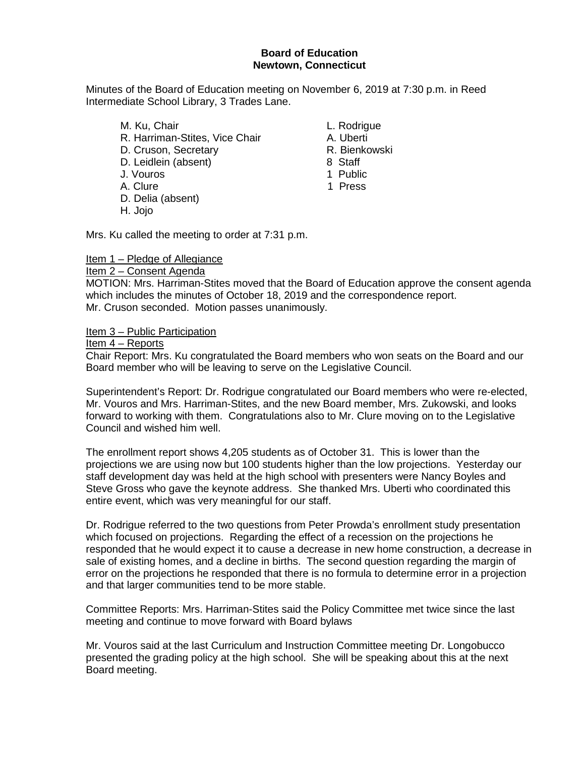**Board of Education**
**Newtown, Connecticut**

Minutes of the Board of Education meeting on November 6, 2019 at 7:30 p.m. in Reed Intermediate School Library, 3 Trades Lane.

| | |
|---|---|
| M. Ku, Chair | L. Rodrigue |
| R. Harriman-Stites, Vice Chair | A. Uberti |
| D. Cruson, Secretary | R. Bienkowski |
| D. Leidlein (absent) | 8 Staff |
| J. Vouros | 1 Public |
| A. Clure | 1 Press |
| D. Delia (absent) | |
| H. Jojo | |

Mrs. Ku called the meeting to order at 7:31 p.m.

Item 1 – Pledge of Allegiance

Item 2 – Consent Agenda

MOTION: Mrs. Harriman-Stites moved that the Board of Education approve the consent agenda which includes the minutes of October 18, 2019 and the correspondence report. Mr. Cruson seconded. Motion passes unanimously.

Item 3 – Public Participation

Item 4 – Reports

Chair Report: Mrs. Ku congratulated the Board members who won seats on the Board and our Board member who will be leaving to serve on the Legislative Council.

Superintendent's Report: Dr. Rodrigue congratulated our Board members who were re-elected, Mr. Vouros and Mrs. Harriman-Stites, and the new Board member, Mrs. Zukowski, and looks forward to working with them. Congratulations also to Mr. Clure moving on to the Legislative Council and wished him well.

The enrollment report shows 4,205 students as of October 31. This is lower than the projections we are using now but 100 students higher than the low projections. Yesterday our staff development day was held at the high school with presenters were Nancy Boyles and Steve Gross who gave the keynote address. She thanked Mrs. Uberti who coordinated this entire event, which was very meaningful for our staff.

Dr. Rodrigue referred to the two questions from Peter Prowda's enrollment study presentation which focused on projections. Regarding the effect of a recession on the projections he responded that he would expect it to cause a decrease in new home construction, a decrease in sale of existing homes, and a decline in births. The second question regarding the margin of error on the projections he responded that there is no formula to determine error in a projection and that larger communities tend to be more stable.

Committee Reports: Mrs. Harriman-Stites said the Policy Committee met twice since the last meeting and continue to move forward with Board bylaws

Mr. Vouros said at the last Curriculum and Instruction Committee meeting Dr. Longobucco presented the grading policy at the high school. She will be speaking about this at the next Board meeting.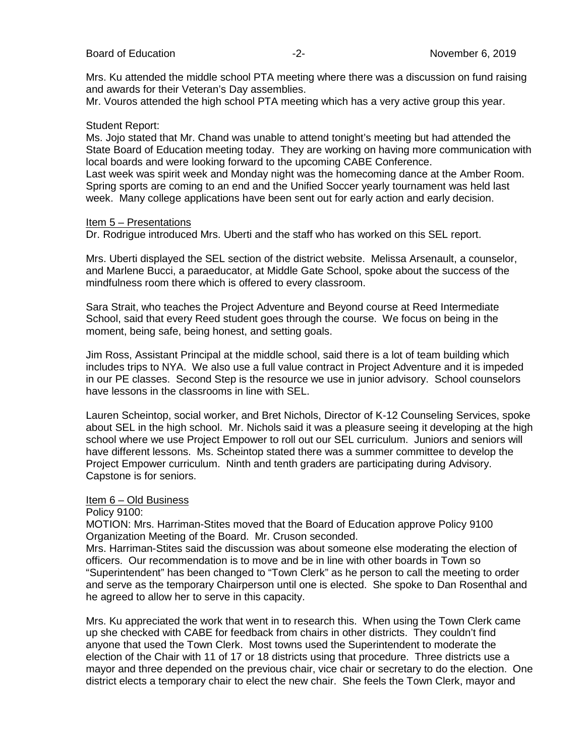Mrs. Ku attended the middle school PTA meeting where there was a discussion on fund raising and awards for their Veteran's Day assemblies.
Mr. Vouros attended the high school PTA meeting which has a very active group this year.

Student Report:
Ms. Jojo stated that Mr. Chand was unable to attend tonight's meeting but had attended the State Board of Education meeting today. They are working on having more communication with local boards and were looking forward to the upcoming CABE Conference.
Last week was spirit week and Monday night was the homecoming dance at the Amber Room. Spring sports are coming to an end and the Unified Soccer yearly tournament was held last week. Many college applications have been sent out for early action and early decision.

Item 5 – Presentations
Dr. Rodrigue introduced Mrs. Uberti and the staff who has worked on this SEL report.

Mrs. Uberti displayed the SEL section of the district website. Melissa Arsenault, a counselor, and Marlene Bucci, a paraeducator, at Middle Gate School, spoke about the success of the mindfulness room there which is offered to every classroom.

Sara Strait, who teaches the Project Adventure and Beyond course at Reed Intermediate School, said that every Reed student goes through the course. We focus on being in the moment, being safe, being honest, and setting goals.

Jim Ross, Assistant Principal at the middle school, said there is a lot of team building which includes trips to NYA. We also use a full value contract in Project Adventure and it is impeded in our PE classes. Second Step is the resource we use in junior advisory. School counselors have lessons in the classrooms in line with SEL.

Lauren Scheintop, social worker, and Bret Nichols, Director of K-12 Counseling Services, spoke about SEL in the high school. Mr. Nichols said it was a pleasure seeing it developing at the high school where we use Project Empower to roll out our SEL curriculum. Juniors and seniors will have different lessons. Ms. Scheintop stated there was a summer committee to develop the Project Empower curriculum. Ninth and tenth graders are participating during Advisory. Capstone is for seniors.

Item 6 – Old Business
Policy 9100:
MOTION: Mrs. Harriman-Stites moved that the Board of Education approve Policy 9100 Organization Meeting of the Board. Mr. Cruson seconded.
Mrs. Harriman-Stites said the discussion was about someone else moderating the election of officers. Our recommendation is to move and be in line with other boards in Town so "Superintendent" has been changed to "Town Clerk" as he person to call the meeting to order and serve as the temporary Chairperson until one is elected. She spoke to Dan Rosenthal and he agreed to allow her to serve in this capacity.

Mrs. Ku appreciated the work that went in to research this. When using the Town Clerk came up she checked with CABE for feedback from chairs in other districts. They couldn't find anyone that used the Town Clerk. Most towns used the Superintendent to moderate the election of the Chair with 11 of 17 or 18 districts using that procedure. Three districts use a mayor and three depended on the previous chair, vice chair or secretary to do the election. One district elects a temporary chair to elect the new chair. She feels the Town Clerk, mayor and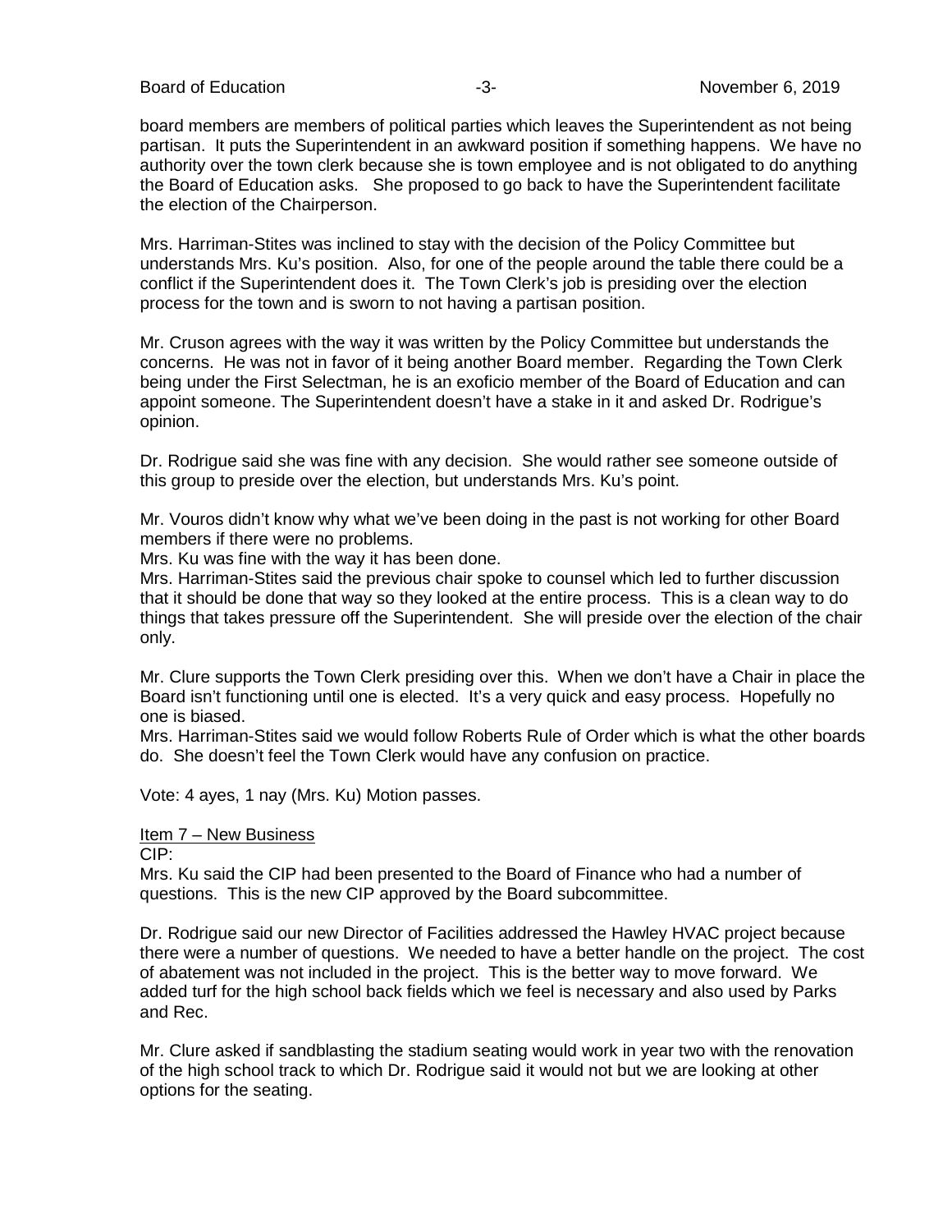board members are members of political parties which leaves the Superintendent as not being partisan. It puts the Superintendent in an awkward position if something happens. We have no authority over the town clerk because she is town employee and is not obligated to do anything the Board of Education asks. She proposed to go back to have the Superintendent facilitate the election of the Chairperson.

Mrs. Harriman-Stites was inclined to stay with the decision of the Policy Committee but understands Mrs. Ku's position. Also, for one of the people around the table there could be a conflict if the Superintendent does it. The Town Clerk's job is presiding over the election process for the town and is sworn to not having a partisan position.

Mr. Cruson agrees with the way it was written by the Policy Committee but understands the concerns. He was not in favor of it being another Board member. Regarding the Town Clerk being under the First Selectman, he is an exoficio member of the Board of Education and can appoint someone. The Superintendent doesn't have a stake in it and asked Dr. Rodrigue's opinion.

Dr. Rodrigue said she was fine with any decision. She would rather see someone outside of this group to preside over the election, but understands Mrs. Ku's point.

Mr. Vouros didn't know why what we've been doing in the past is not working for other Board members if there were no problems.
Mrs. Ku was fine with the way it has been done.
Mrs. Harriman-Stites said the previous chair spoke to counsel which led to further discussion that it should be done that way so they looked at the entire process. This is a clean way to do things that takes pressure off the Superintendent. She will preside over the election of the chair only.

Mr. Clure supports the Town Clerk presiding over this. When we don't have a Chair in place the Board isn't functioning until one is elected. It's a very quick and easy process. Hopefully no one is biased.
Mrs. Harriman-Stites said we would follow Roberts Rule of Order which is what the other boards do. She doesn't feel the Town Clerk would have any confusion on practice.

Vote: 4 ayes, 1 nay (Mrs. Ku) Motion passes.

Item 7 – New Business

CIP:
Mrs. Ku said the CIP had been presented to the Board of Finance who had a number of questions. This is the new CIP approved by the Board subcommittee.

Dr. Rodrigue said our new Director of Facilities addressed the Hawley HVAC project because there were a number of questions. We needed to have a better handle on the project. The cost of abatement was not included in the project. This is the better way to move forward. We added turf for the high school back fields which we feel is necessary and also used by Parks and Rec.

Mr. Clure asked if sandblasting the stadium seating would work in year two with the renovation of the high school track to which Dr. Rodrigue said it would not but we are looking at other options for the seating.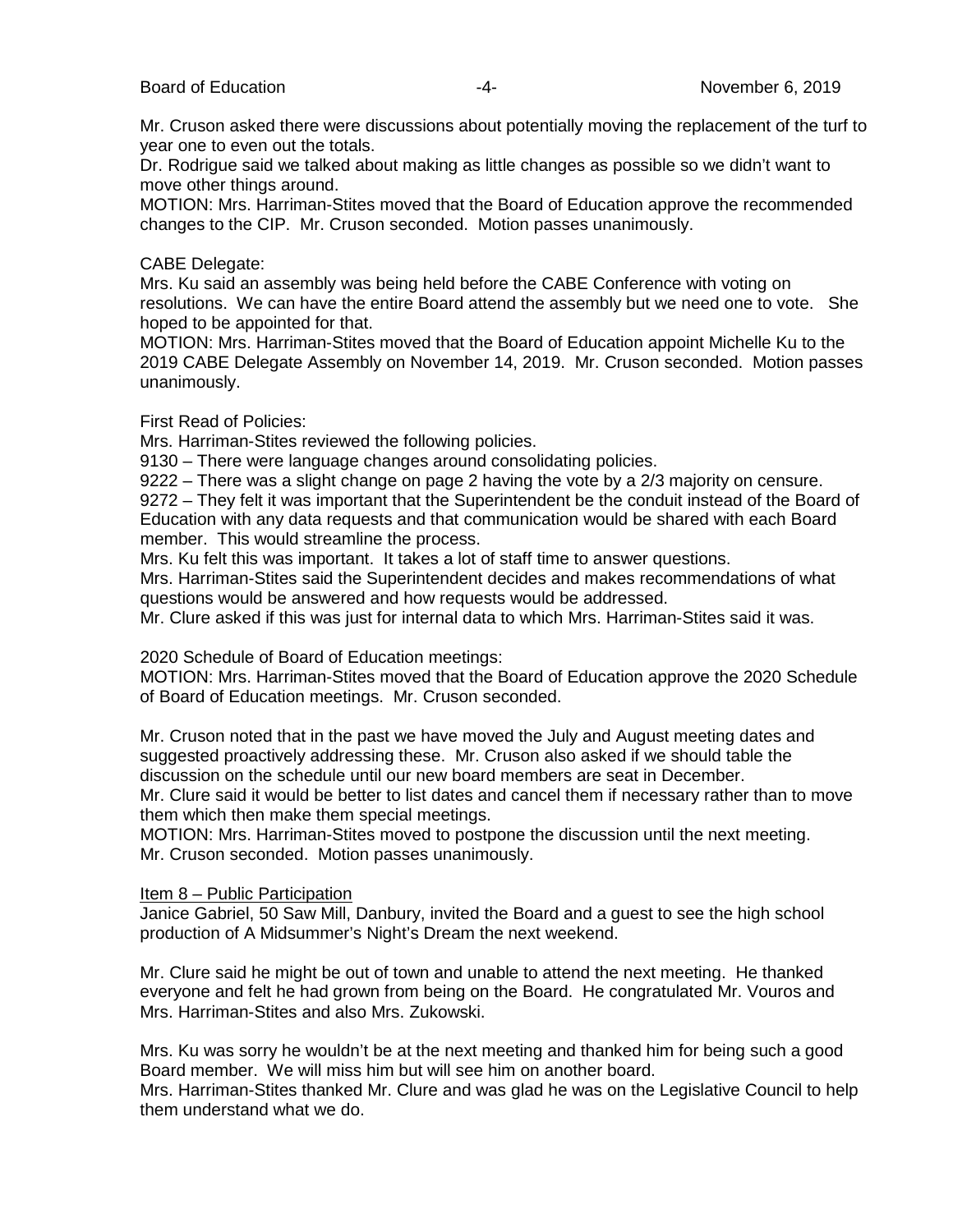Mr. Cruson asked there were discussions about potentially moving the replacement of the turf to year one to even out the totals.

Dr. Rodrigue said we talked about making as little changes as possible so we didn't want to move other things around.

MOTION: Mrs. Harriman-Stites moved that the Board of Education approve the recommended changes to the CIP. Mr. Cruson seconded. Motion passes unanimously.

CABE Delegate:

Mrs. Ku said an assembly was being held before the CABE Conference with voting on resolutions. We can have the entire Board attend the assembly but we need one to vote. She hoped to be appointed for that.

MOTION: Mrs. Harriman-Stites moved that the Board of Education appoint Michelle Ku to the 2019 CABE Delegate Assembly on November 14, 2019. Mr. Cruson seconded. Motion passes unanimously.

First Read of Policies:

Mrs. Harriman-Stites reviewed the following policies.

9130 – There were language changes around consolidating policies.

9222 – There was a slight change on page 2 having the vote by a 2/3 majority on censure.

9272 – They felt it was important that the Superintendent be the conduit instead of the Board of Education with any data requests and that communication would be shared with each Board member. This would streamline the process.

Mrs. Ku felt this was important. It takes a lot of staff time to answer questions.

Mrs. Harriman-Stites said the Superintendent decides and makes recommendations of what questions would be answered and how requests would be addressed.

Mr. Clure asked if this was just for internal data to which Mrs. Harriman-Stites said it was.

2020 Schedule of Board of Education meetings:

MOTION: Mrs. Harriman-Stites moved that the Board of Education approve the 2020 Schedule of Board of Education meetings. Mr. Cruson seconded.

Mr. Cruson noted that in the past we have moved the July and August meeting dates and suggested proactively addressing these. Mr. Cruson also asked if we should table the discussion on the schedule until our new board members are seat in December.

Mr. Clure said it would be better to list dates and cancel them if necessary rather than to move them which then make them special meetings.

MOTION: Mrs. Harriman-Stites moved to postpone the discussion until the next meeting. Mr. Cruson seconded. Motion passes unanimously.

Item 8 – Public Participation

Janice Gabriel, 50 Saw Mill, Danbury, invited the Board and a guest to see the high school production of A Midsummer's Night's Dream the next weekend.

Mr. Clure said he might be out of town and unable to attend the next meeting. He thanked everyone and felt he had grown from being on the Board. He congratulated Mr. Vouros and Mrs. Harriman-Stites and also Mrs. Zukowski.

Mrs. Ku was sorry he wouldn't be at the next meeting and thanked him for being such a good Board member. We will miss him but will see him on another board.

Mrs. Harriman-Stites thanked Mr. Clure and was glad he was on the Legislative Council to help them understand what we do.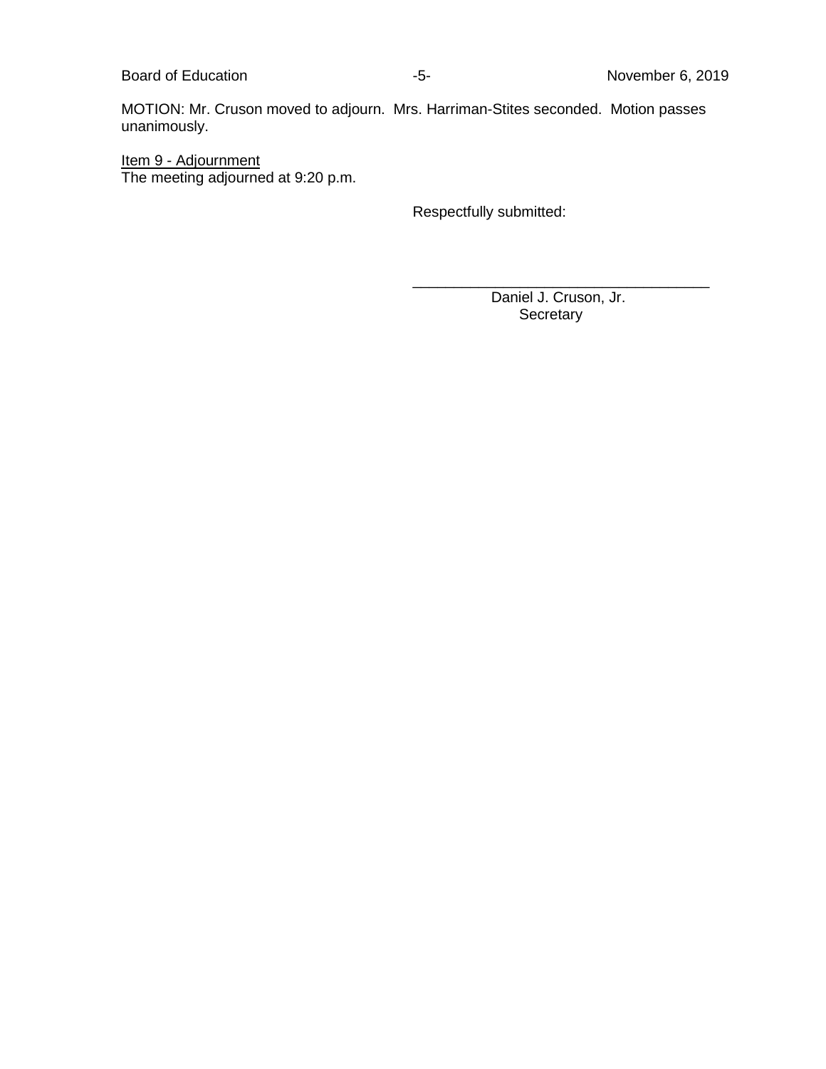MOTION: Mr. Cruson moved to adjourn. Mrs. Harriman-Stites seconded. Motion passes unanimously.

Item 9 - Adjournment
The meeting adjourned at 9:20 p.m.

Respectfully submitted:

\_\_\_\_\_\_\_\_\_\_\_\_\_\_\_\_\_\_\_\_\_\_\_\_\_\_\_\_\_\_\_\_\_\_\_\_\_\_

Daniel J. Cruson, Jr.
Secretary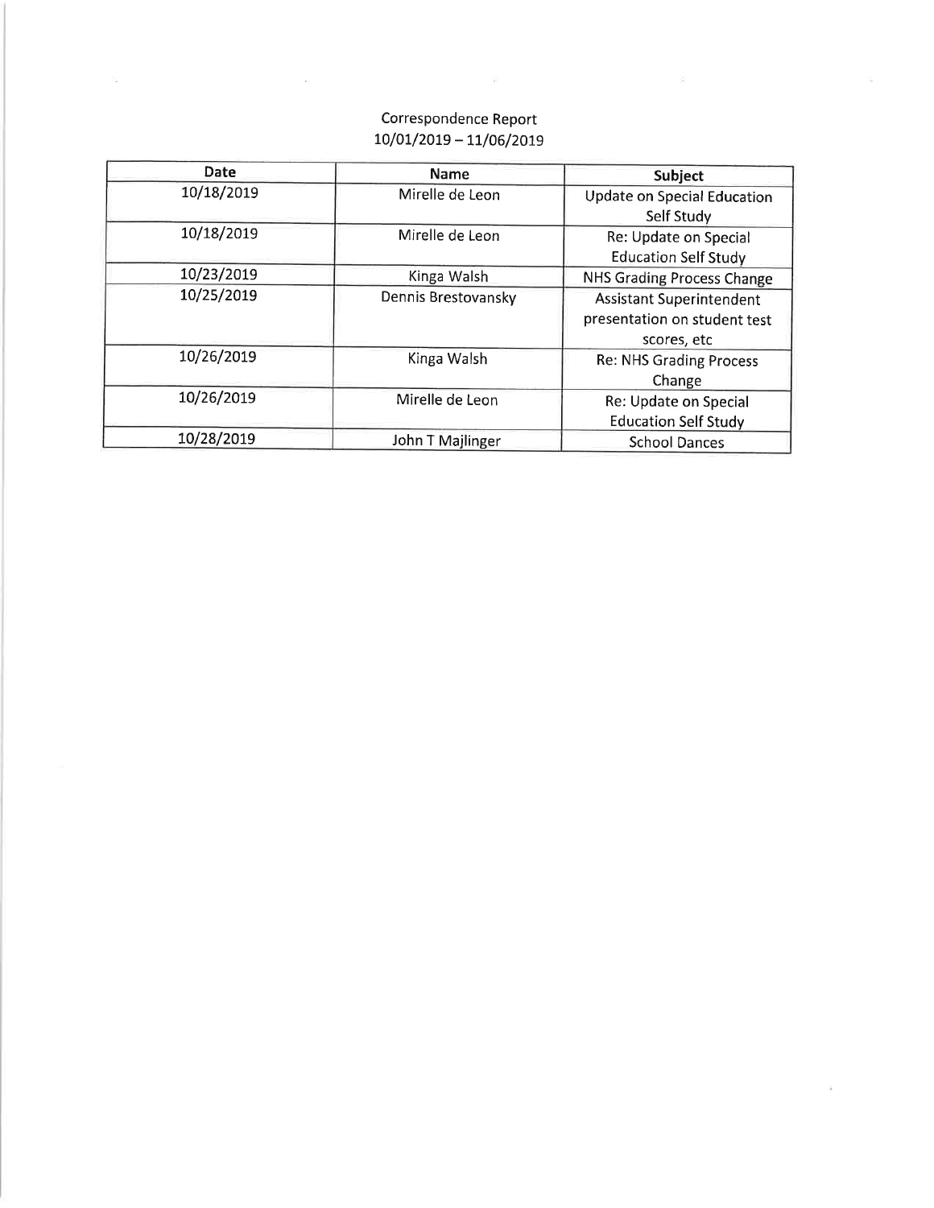Correspondence Report
10/01/2019 – 11/06/2019

| Date | Name | Subject |
| --- | --- | --- |
| 10/18/2019 | Mirelle de Leon | Update on Special Education Self Study |
| 10/18/2019 | Mirelle de Leon | Re: Update on Special Education Self Study |
| 10/23/2019 | Kinga Walsh | NHS Grading Process Change |
| 10/25/2019 | Dennis Brestovansky | Assistant Superintendent presentation on student test scores, etc |
| 10/26/2019 | Kinga Walsh | Re: NHS Grading Process Change |
| 10/26/2019 | Mirelle de Leon | Re: Update on Special Education Self Study |
| 10/28/2019 | John T Majlinger | School Dances |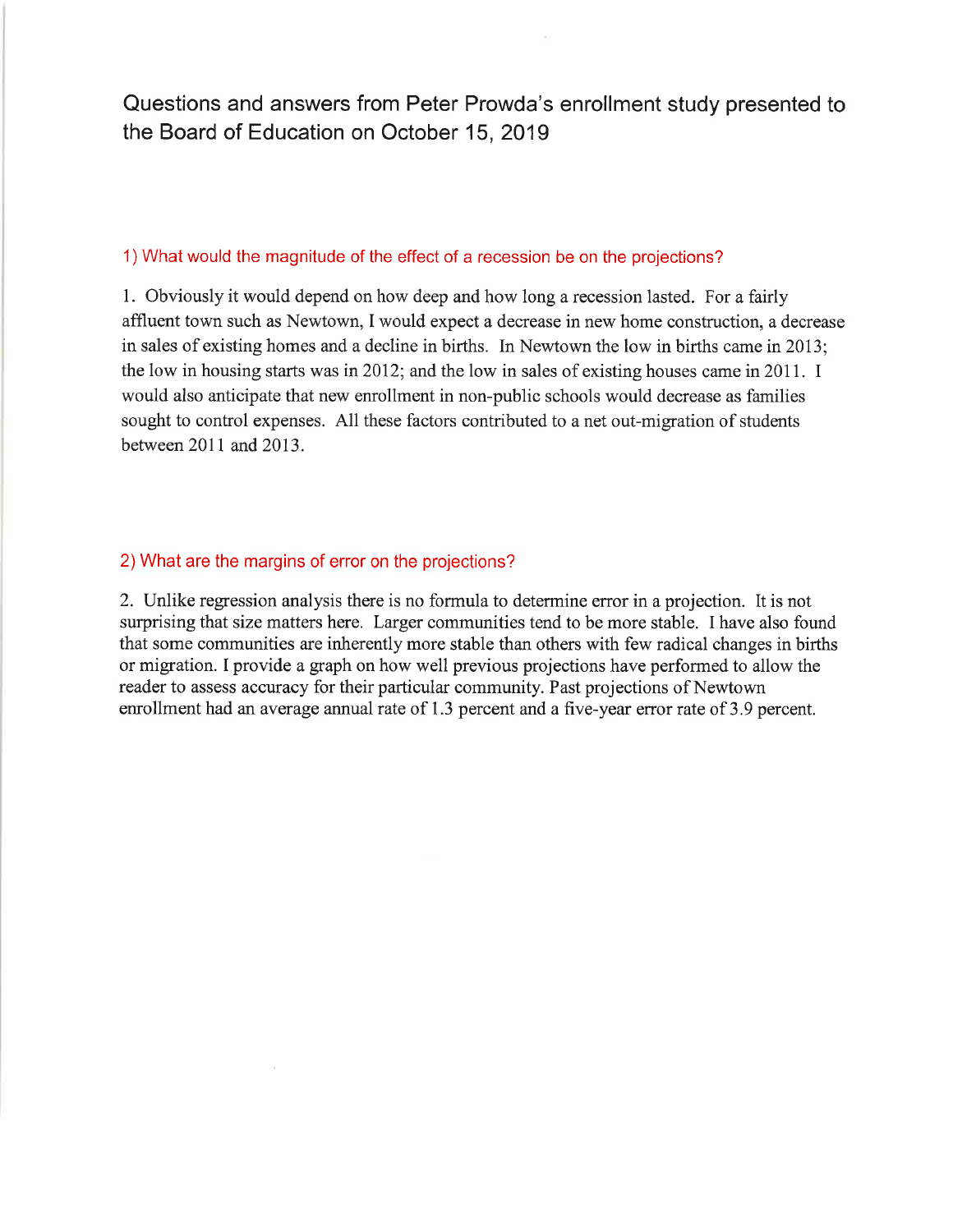# Questions and answers from Peter Prowda's enrollment study presented to the Board of Education on October 15, 2019

### 1) What would the magnitude of the effect of a recession be on the projections?

1. Obviously it would depend on how deep and how long a recession lasted. For a fairly affluent town such as Newtown, I would expect a decrease in new home construction, a decrease in sales of existing homes and a decline in births. In Newtown the low in births came in 2013; the low in housing starts was in 2012; and the low in sales of existing houses came in 2011. I would also anticipate that new enrollment in non-public schools would decrease as families sought to control expenses. All these factors contributed to a net out-migration of students between 2011 and 2013.

### 2) What are the margins of error on the projections?

2. Unlike regression analysis there is no formula to determine error in a projection. It is not surprising that size matters here. Larger communities tend to be more stable. I have also found that some communities are inherently more stable than others with few radical changes in births or migration. I provide a graph on how well previous projections have performed to allow the reader to assess accuracy for their particular community. Past projections of Newtown enrollment had an average annual rate of 1.3 percent and a five-year error rate of 3.9 percent.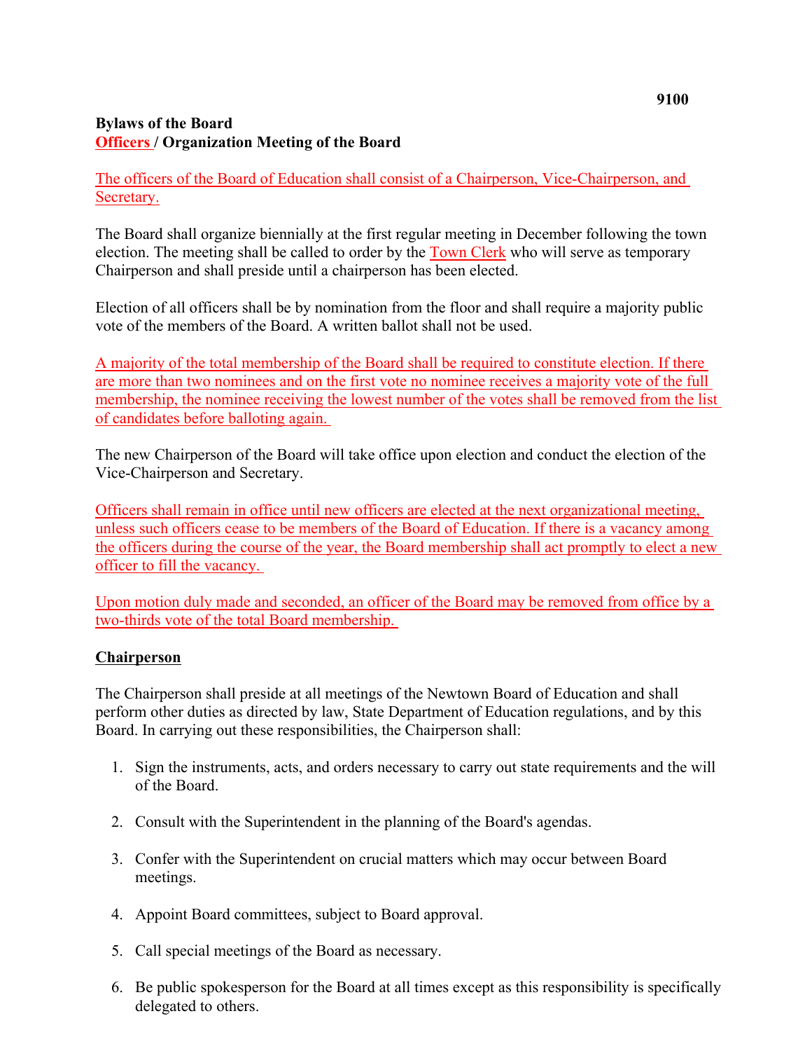9100

**Bylaws of the Board**
**Officers / Organization Meeting of the Board**

The officers of the Board of Education shall consist of a Chairperson, Vice-Chairperson, and Secretary.

The Board shall organize biennially at the first regular meeting in December following the town election. The meeting shall be called to order by the Town Clerk who will serve as temporary Chairperson and shall preside until a chairperson has been elected.

Election of all officers shall be by nomination from the floor and shall require a majority public vote of the members of the Board. A written ballot shall not be used.

A majority of the total membership of the Board shall be required to constitute election. If there are more than two nominees and on the first vote no nominee receives a majority vote of the full membership, the nominee receiving the lowest number of the votes shall be removed from the list of candidates before balloting again.

The new Chairperson of the Board will take office upon election and conduct the election of the Vice-Chairperson and Secretary.

Officers shall remain in office until new officers are elected at the next organizational meeting, unless such officers cease to be members of the Board of Education. If there is a vacancy among the officers during the course of the year, the Board membership shall act promptly to elect a new officer to fill the vacancy.

Upon motion duly made and seconded, an officer of the Board may be removed from office by a two-thirds vote of the total Board membership.

**Chairperson**

The Chairperson shall preside at all meetings of the Newtown Board of Education and shall perform other duties as directed by law, State Department of Education regulations, and by this Board. In carrying out these responsibilities, the Chairperson shall:

1. Sign the instruments, acts, and orders necessary to carry out state requirements and the will of the Board.
2. Consult with the Superintendent in the planning of the Board's agendas.
3. Confer with the Superintendent on crucial matters which may occur between Board meetings.
4. Appoint Board committees, subject to Board approval.
5. Call special meetings of the Board as necessary.
6. Be public spokesperson for the Board at all times except as this responsibility is specifically delegated to others.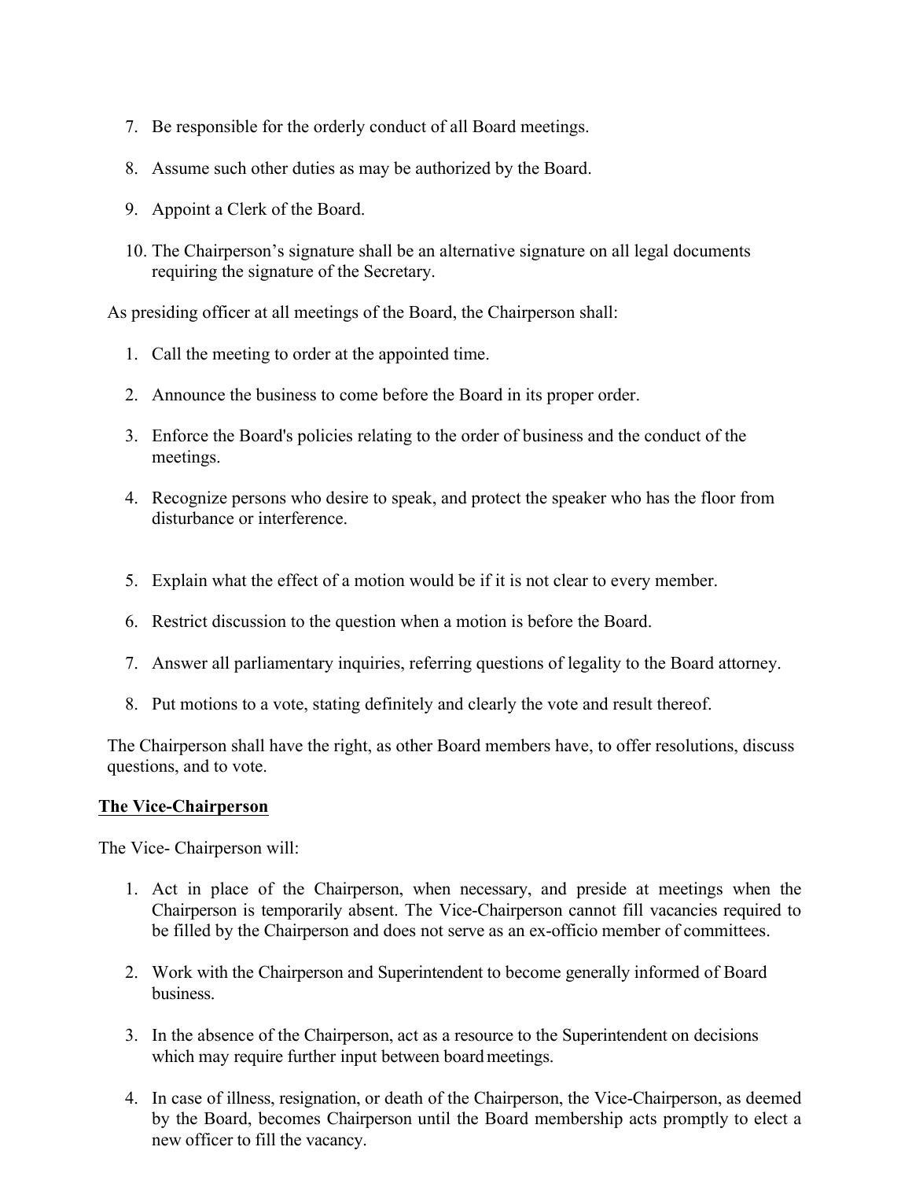7. Be responsible for the orderly conduct of all Board meetings.

8. Assume such other duties as may be authorized by the Board.

9. Appoint a Clerk of the Board.

10. The Chairperson's signature shall be an alternative signature on all legal documents requiring the signature of the Secretary.

As presiding officer at all meetings of the Board, the Chairperson shall:

1. Call the meeting to order at the appointed time.

2. Announce the business to come before the Board in its proper order.

3. Enforce the Board's policies relating to the order of business and the conduct of the meetings.

4. Recognize persons who desire to speak, and protect the speaker who has the floor from disturbance or interference.

5. Explain what the effect of a motion would be if it is not clear to every member.

6. Restrict discussion to the question when a motion is before the Board.

7. Answer all parliamentary inquiries, referring questions of legality to the Board attorney.

8. Put motions to a vote, stating definitely and clearly the vote and result thereof.

The Chairperson shall have the right, as other Board members have, to offer resolutions, discuss questions, and to vote.

**The Vice-Chairperson**

The Vice- Chairperson will:

1. Act in place of the Chairperson, when necessary, and preside at meetings when the Chairperson is temporarily absent. The Vice-Chairperson cannot fill vacancies required to be filled by the Chairperson and does not serve as an ex-officio member of committees.

2. Work with the Chairperson and Superintendent to become generally informed of Board business.

3. In the absence of the Chairperson, act as a resource to the Superintendent on decisions which may require further input between board meetings.

4. In case of illness, resignation, or death of the Chairperson, the Vice-Chairperson, as deemed by the Board, becomes Chairperson until the Board membership acts promptly to elect a new officer to fill the vacancy.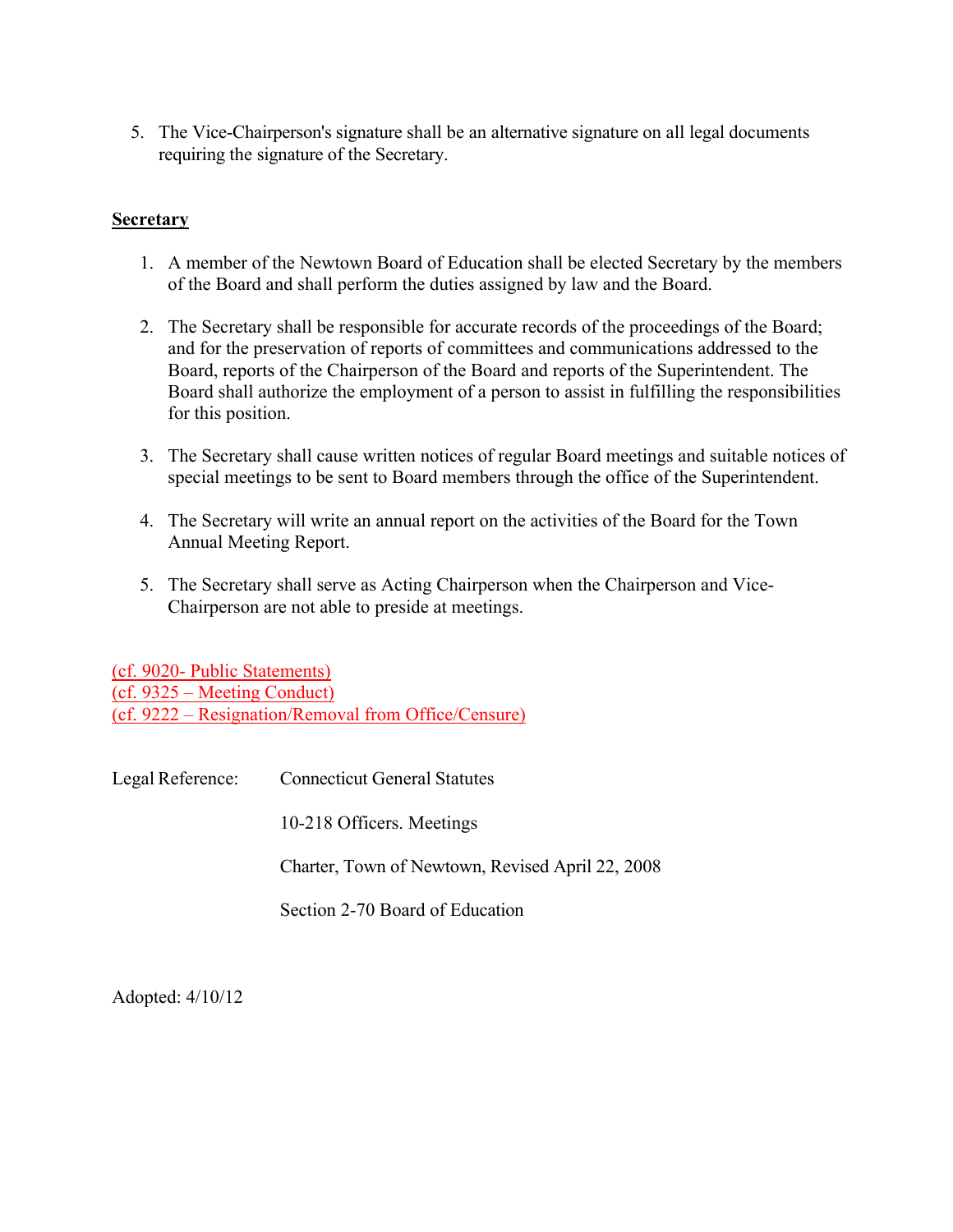5. The Vice-Chairperson's signature shall be an alternative signature on all legal documents requiring the signature of the Secretary.

**Secretary**

1. A member of the Newtown Board of Education shall be elected Secretary by the members of the Board and shall perform the duties assigned by law and the Board.

2. The Secretary shall be responsible for accurate records of the proceedings of the Board; and for the preservation of reports of committees and communications addressed to the Board, reports of the Chairperson of the Board and reports of the Superintendent. The Board shall authorize the employment of a person to assist in fulfilling the responsibilities for this position.

3. The Secretary shall cause written notices of regular Board meetings and suitable notices of special meetings to be sent to Board members through the office of the Superintendent.

4. The Secretary will write an annual report on the activities of the Board for the Town Annual Meeting Report.

5. The Secretary shall serve as Acting Chairperson when the Chairperson and Vice-Chairperson are not able to preside at meetings.

(cf. 9020- Public Statements)
(cf. 9325 – Meeting Conduct)
(cf. 9222 – Resignation/Removal from Office/Censure)

Legal Reference: Connecticut General Statutes

10-218 Officers. Meetings

Charter, Town of Newtown, Revised April 22, 2008

Section 2-70 Board of Education

Adopted: 4/10/12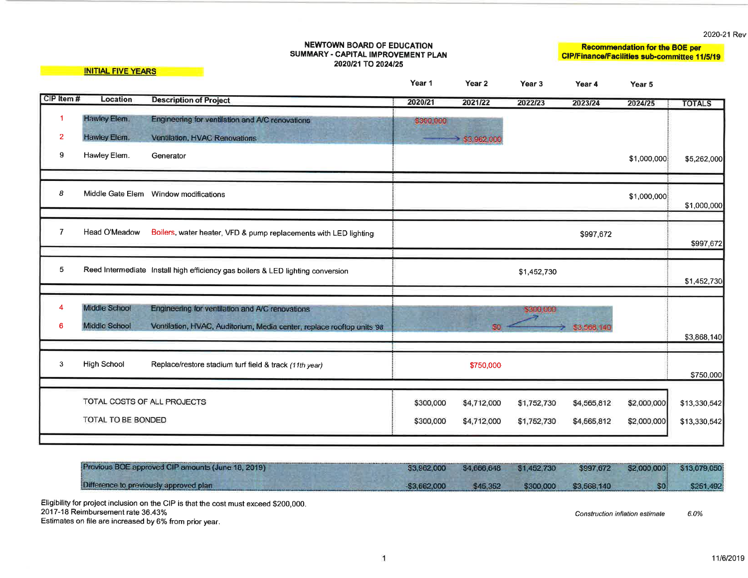2020-21 Rev

**NEWTOWN BOARD OF EDUCATION**
**SUMMARY - CAPITAL IMPROVEMENT PLAN**
**2020/21 TO 2024/25**

**Recommendation for the BOE per CIP/Finance/Facilities sub-committee 11/5/19**

**INITIAL FIVE YEARS**

| CIP Item # | Location | Description of Project | Year 1 2020/21 | Year 2 2021/22 | Year 3 2022/23 | Year 4 2023/24 | Year 5 2024/25 | TOTALS |
|---|---|---|---|---|---|---|---|---|
| 1 | Hawley Elem. | Engineering for ventilation and A/C renovations | $300,000 | | | | | |
| 2 | Hawley Elem. | Ventilation, HVAC Renovations | → | $3,962,000 | | | | |
| 9 | Hawley Elem. | Generator | | | | | $1,000,000 | $5,262,000 |
| 8 | Middle Gate Elem | Window modifications | | | | | $1,000,000 | $1,000,000 |
| 7 | Head O'Meadow | Boilers, water heater, VFD & pump replacements with LED lighting | | | | $997,672 | | $997,672 |
| 5 | Reed Intermediate | Install high efficiency gas boilers & LED lighting conversion | | | $1,452,730 | | | $1,452,730 |
| 4 | Middle School | Engineering for ventilation and A/C renovations | | | $300,000 | | | |
| 6 | Middle School | Ventilation, HVAC, Auditorium, Media center, replace rooftop units '98 | | $0 | → | $3,568,140 | | $3,868,140 |
| 3 | High School | Replace/restore stadium turf field & track *(11th year)* | | $750,000 | | | | $750,000 |
| | | TOTAL COSTS OF ALL PROJECTS | $300,000 | $4,712,000 | $1,752,730 | $4,565,812 | $2,000,000 | $13,330,542 |
| | | TOTAL TO BE BONDED | $300,000 | $4,712,000 | $1,752,730 | $4,565,812 | $2,000,000 | $13,330,542 |
| | | Previous BOE approved CIP amounts (June 18, 2019) | $3,962,000 | $4,666,648 | $1,452,730 | $997,672 | $2,000,000 | $13,079,050 |
| | | Difference to previously approved plan | -$3,662,000 | $45,352 | $300,000 | $3,568,140 | $0 | $251,492 |

Eligibility for project inclusion on the CIP is that the cost must exceed $200,000.
2017-18 Reimbursement rate 36.43%
Estimates on file are increased by 6% from prior year.

*Construction inflation estimate* *6.0%*

11/6/2019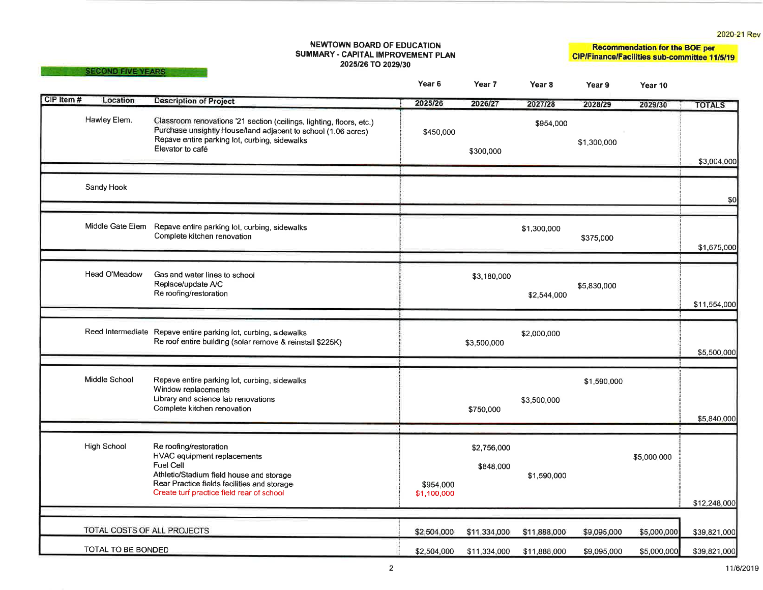2020-21 Rev

**NEWTOWN BOARD OF EDUCATION**
**SUMMARY - CAPITAL IMPROVEMENT PLAN**
**2025/26 TO 2029/30**

**Recommendation for the BOE per CIP/Finance/Facilities sub-committee 11/5/19**

**SECOND FIVE YEARS**

| CIP Item # | Location | Description of Project | Year 6<br>2025/26 | Year 7<br>2026/27 | Year 8<br>2027/28 | Year 9<br>2028/29 | Year 10<br>2029/30 | TOTALS |
|---|---|---|---|---|---|---|---|---|
| | Hawley Elem. | Classroom renovations '21 section (ceilings, lighting, floors, etc.) | | | $954,000 | | | |
| | | Purchase unsightly House/land adjacent to school (1.06 acres) | $450,000 | | | | | |
| | | Repave entire parking lot, curbing, sidewalks | | | | $1,300,000 | | |
| | | Elevator to café | | $300,000 | | | | |
| | | | | | | | | $3,004,000 |
| | Sandy Hook | | | | | | | $0 |
| | Middle Gate Elem | Repave entire parking lot, curbing, sidewalks | | | $1,300,000 | | | |
| | | Complete kitchen renovation | | | | $375,000 | | |
| | | | | | | | | $1,675,000 |
| | Head O'Meadow | Gas and water lines to school | | $3,180,000 | | | | |
| | | Replace/update A/C | | | | $5,830,000 | | |
| | | Re roofing/restoration | | | $2,544,000 | | | |
| | | | | | | | | $11,554,000 |
| | Reed Intermediate | Repave entire parking lot, curbing, sidewalks | | | $2,000,000 | | | |
| | | Re roof entire building (solar remove & reinstall $225K) | | $3,500,000 | | | | |
| | | | | | | | | $5,500,000 |
| | Middle School | Repave entire parking lot, curbing, sidewalks | | | | $1,590,000 | | |
| | | Window replacements | | | | | | |
| | | Library and science lab renovations | | | $3,500,000 | | | |
| | | Complete kitchen renovation | | $750,000 | | | | |
| | | | | | | | | $5,840,000 |
| | High School | Re roofing/restoration | | $2,756,000 | | | | |
| | | HVAC equipment replacements | | | | | $5,000,000 | |
| | | Fuel Cell | | $848,000 | | | | |
| | | Athletic/Stadium field house and storage | | | $1,590,000 | | | |
| | | Rear Practice fields facilities and storage | $954,000 | | | | | |
| | | Create turf practice field rear of school | $1,100,000 | | | | | |
| | | | | | | | | $12,248,000 |
| | TOTAL COSTS OF ALL PROJECTS | | $2,504,000 | $11,334,000 | $11,888,000 | $9,095,000 | $5,000,000 | $39,821,000 |
| | TOTAL TO BE BONDED | | $2,504,000 | $11,334,000 | $11,888,000 | $9,095,000 | $5,000,000 | $39,821,000 |

11/6/2019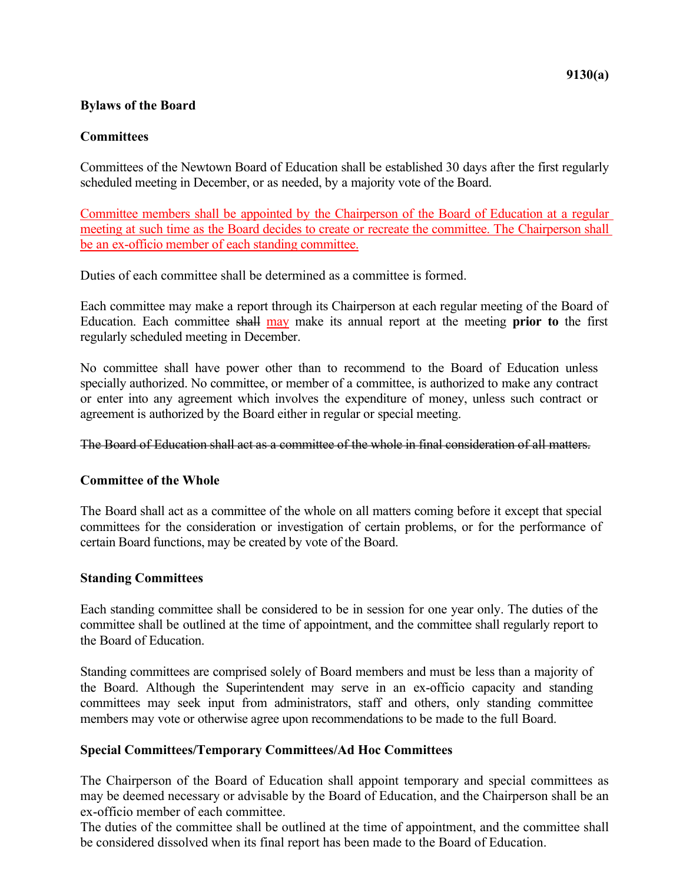9130(a)

**Bylaws of the Board**

**Committees**

Committees of the Newtown Board of Education shall be established 30 days after the first regularly scheduled meeting in December, or as needed, by a majority vote of the Board.

<u>Committee members shall be appointed by the Chairperson of the Board of Education at a regular meeting at such time as the Board decides to create or recreate the committee. The Chairperson shall be an ex-officio member of each standing committee.</u>

Duties of each committee shall be determined as a committee is formed.

Each committee may make a report through its Chairperson at each regular meeting of the Board of Education. Each committee ~~shall~~ <u>may</u> make its annual report at the meeting **prior to** the first regularly scheduled meeting in December.

No committee shall have power other than to recommend to the Board of Education unless specially authorized. No committee, or member of a committee, is authorized to make any contract or enter into any agreement which involves the expenditure of money, unless such contract or agreement is authorized by the Board either in regular or special meeting.

~~The Board of Education shall act as a committee of the whole in final consideration of all matters.~~

**Committee of the Whole**

The Board shall act as a committee of the whole on all matters coming before it except that special committees for the consideration or investigation of certain problems, or for the performance of certain Board functions, may be created by vote of the Board.

**Standing Committees**

Each standing committee shall be considered to be in session for one year only. The duties of the committee shall be outlined at the time of appointment, and the committee shall regularly report to the Board of Education.

Standing committees are comprised solely of Board members and must be less than a majority of the Board. Although the Superintendent may serve in an ex-officio capacity and standing committees may seek input from administrators, staff and others, only standing committee members may vote or otherwise agree upon recommendations to be made to the full Board.

**Special Committees/Temporary Committees/Ad Hoc Committees**

The Chairperson of the Board of Education shall appoint temporary and special committees as may be deemed necessary or advisable by the Board of Education, and the Chairperson shall be an ex-officio member of each committee.
The duties of the committee shall be outlined at the time of appointment, and the committee shall be considered dissolved when its final report has been made to the Board of Education.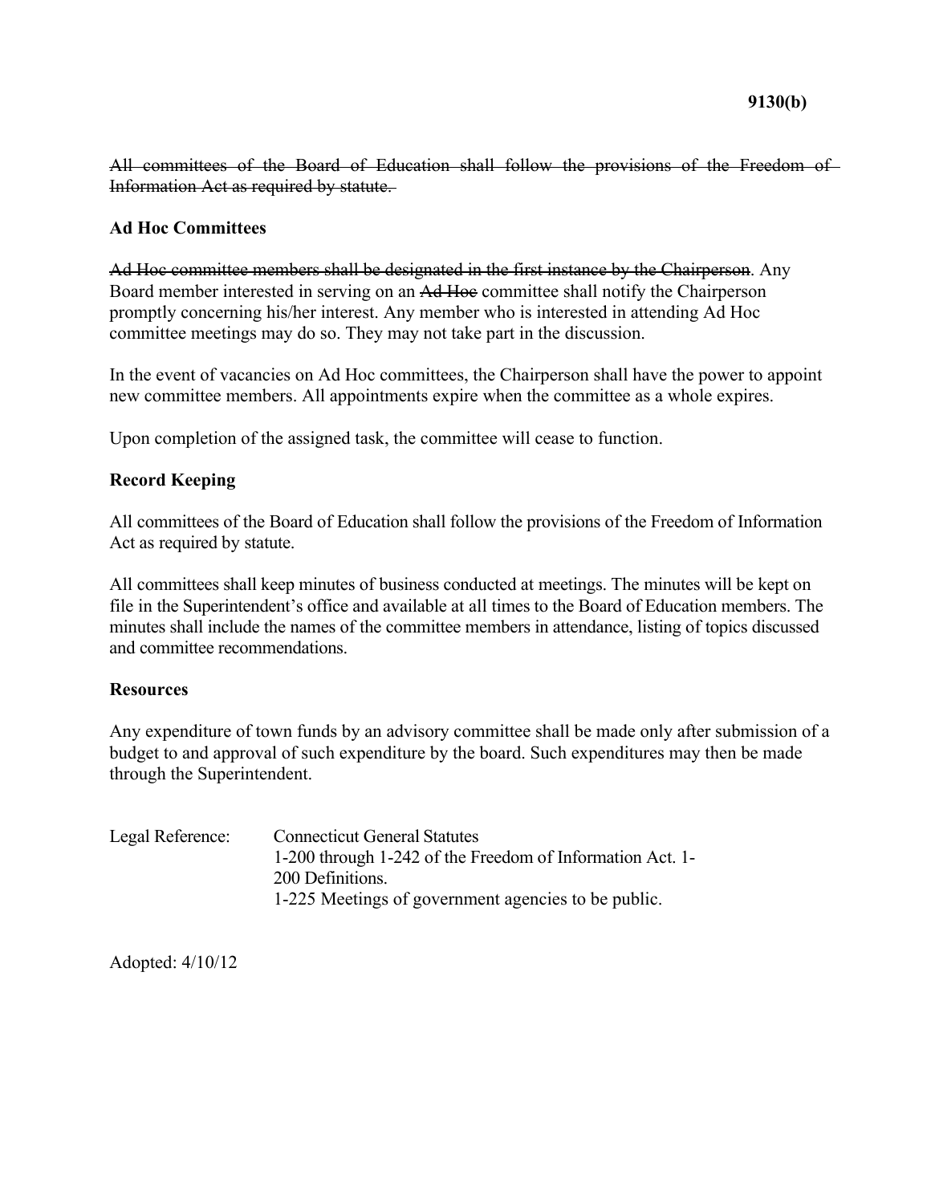~~All committees of the Board of Education shall follow the provisions of the Freedom of Information Act as required by statute.~~

**Ad Hoc Committees**

~~Ad Hoc committee members shall be designated in the first instance by the Chairperson~~. Any Board member interested in serving on an ~~Ad Hoc~~ committee shall notify the Chairperson promptly concerning his/her interest. Any member who is interested in attending Ad Hoc committee meetings may do so. They may not take part in the discussion.

In the event of vacancies on Ad Hoc committees, the Chairperson shall have the power to appoint new committee members. All appointments expire when the committee as a whole expires.

Upon completion of the assigned task, the committee will cease to function.

**Record Keeping**

All committees of the Board of Education shall follow the provisions of the Freedom of Information Act as required by statute.

All committees shall keep minutes of business conducted at meetings. The minutes will be kept on file in the Superintendent's office and available at all times to the Board of Education members. The minutes shall include the names of the committee members in attendance, listing of topics discussed and committee recommendations.

**Resources**

Any expenditure of town funds by an advisory committee shall be made only after submission of a budget to and approval of such expenditure by the board. Such expenditures may then be made through the Superintendent.

Legal Reference: Connecticut General Statutes
1-200 through 1-242 of the Freedom of Information Act. 1-200 Definitions.
1-225 Meetings of government agencies to be public.

Adopted: 4/10/12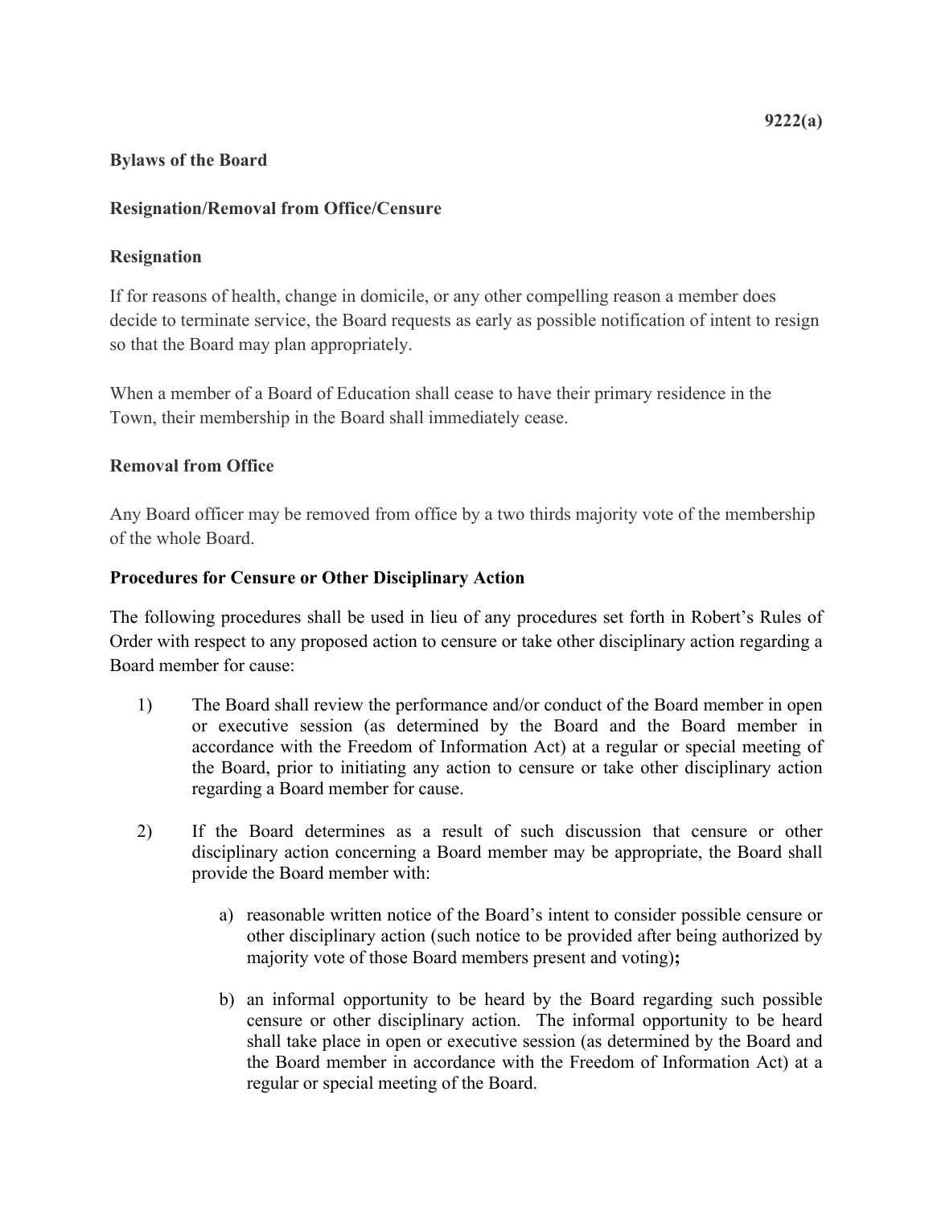9222(a)

**Bylaws of the Board**

**Resignation/Removal from Office/Censure**

**Resignation**

If for reasons of health, change in domicile, or any other compelling reason a member does decide to terminate service, the Board requests as early as possible notification of intent to resign so that the Board may plan appropriately.

When a member of a Board of Education shall cease to have their primary residence in the Town, their membership in the Board shall immediately cease.

**Removal from Office**

Any Board officer may be removed from office by a two thirds majority vote of the membership of the whole Board.

**Procedures for Censure or Other Disciplinary Action**

The following procedures shall be used in lieu of any procedures set forth in Robert's Rules of Order with respect to any proposed action to censure or take other disciplinary action regarding a Board member for cause:

1) The Board shall review the performance and/or conduct of the Board member in open or executive session (as determined by the Board and the Board member in accordance with the Freedom of Information Act) at a regular or special meeting of the Board, prior to initiating any action to censure or take other disciplinary action regarding a Board member for cause.

2) If the Board determines as a result of such discussion that censure or other disciplinary action concerning a Board member may be appropriate, the Board shall provide the Board member with:

   a) reasonable written notice of the Board's intent to consider possible censure or other disciplinary action (such notice to be provided after being authorized by majority vote of those Board members present and voting)**;**

   b) an informal opportunity to be heard by the Board regarding such possible censure or other disciplinary action. The informal opportunity to be heard shall take place in open or executive session (as determined by the Board and the Board member in accordance with the Freedom of Information Act) at a regular or special meeting of the Board.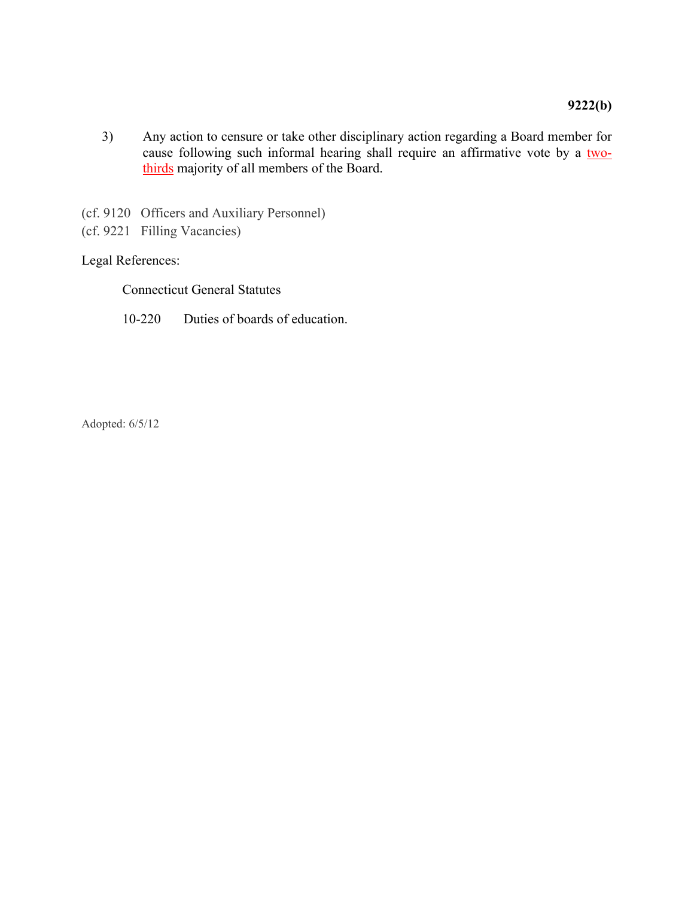3) Any action to censure or take other disciplinary action regarding a Board member for cause following such informal hearing shall require an affirmative vote by a two-thirds majority of all members of the Board.

(cf. 9120 Officers and Auxiliary Personnel)
(cf. 9221 Filling Vacancies)

Legal References:

Connecticut General Statutes

10-220 Duties of boards of education.

Adopted: 6/5/12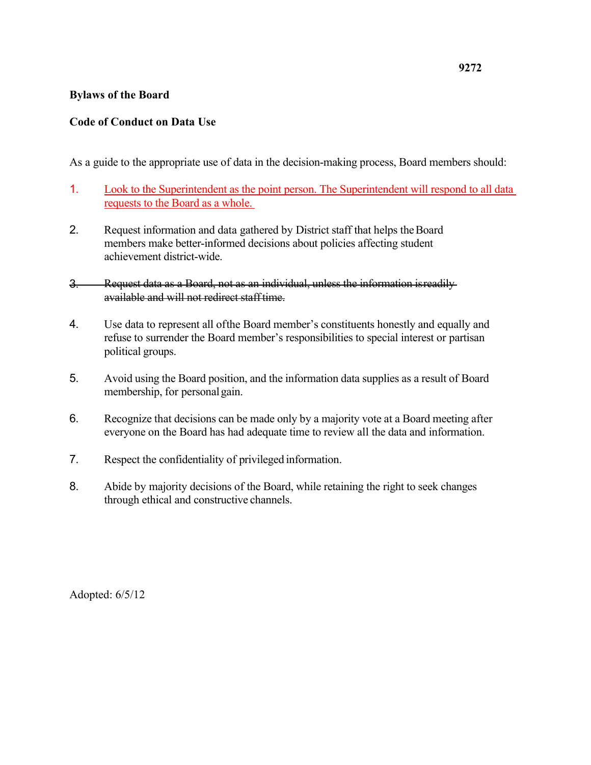9272

**Bylaws of the Board**

**Code of Conduct on Data Use**

As a guide to the appropriate use of data in the decision-making process, Board members should:

1. <u>Look to the Superintendent as the point person. The Superintendent will respond to all data requests to the Board as a whole.</u>

2. Request information and data gathered by District staff that helps the Board members make better-informed decisions about policies affecting student achievement district-wide.

3. ~~Request data as a Board, not as an individual, unless the information is readily available and will not redirect staff time.~~

4. Use data to represent all of the Board member's constituents honestly and equally and refuse to surrender the Board member's responsibilities to special interest or partisan political groups.

5. Avoid using the Board position, and the information data supplies as a result of Board membership, for personal gain.

6. Recognize that decisions can be made only by a majority vote at a Board meeting after everyone on the Board has had adequate time to review all the data and information.

7. Respect the confidentiality of privileged information.

8. Abide by majority decisions of the Board, while retaining the right to seek changes through ethical and constructive channels.

Adopted: 6/5/12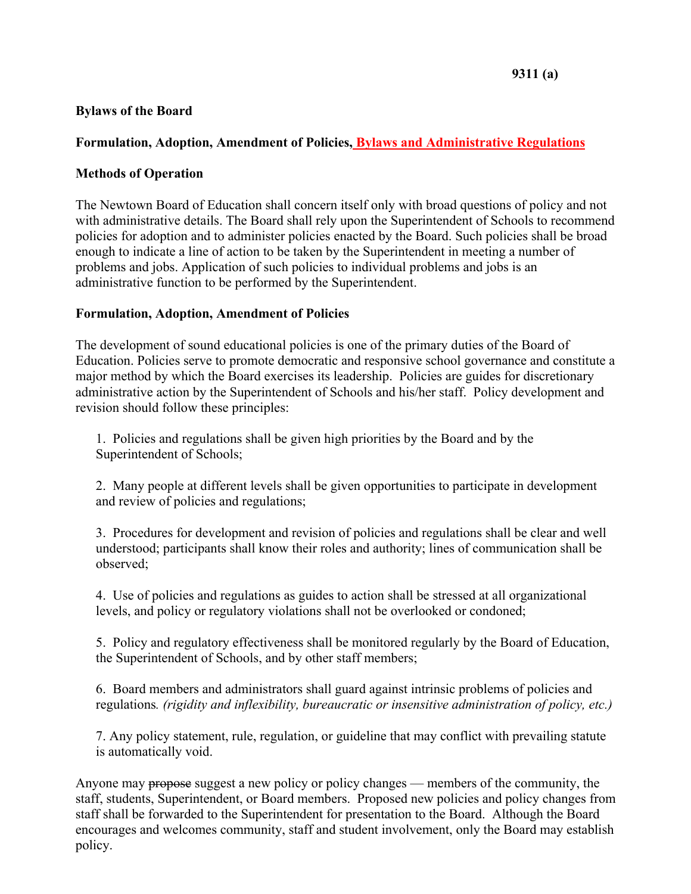9311 (a)

**Bylaws of the Board**

**Formulation, Adoption, Amendment of Policies, Bylaws and Administrative Regulations**

**Methods of Operation**

The Newtown Board of Education shall concern itself only with broad questions of policy and not with administrative details. The Board shall rely upon the Superintendent of Schools to recommend policies for adoption and to administer policies enacted by the Board. Such policies shall be broad enough to indicate a line of action to be taken by the Superintendent in meeting a number of problems and jobs. Application of such policies to individual problems and jobs is an administrative function to be performed by the Superintendent.

**Formulation, Adoption, Amendment of Policies**

The development of sound educational policies is one of the primary duties of the Board of Education. Policies serve to promote democratic and responsive school governance and constitute a major method by which the Board exercises its leadership. Policies are guides for discretionary administrative action by the Superintendent of Schools and his/her staff. Policy development and revision should follow these principles:

1. Policies and regulations shall be given high priorities by the Board and by the Superintendent of Schools;

2. Many people at different levels shall be given opportunities to participate in development and review of policies and regulations;

3. Procedures for development and revision of policies and regulations shall be clear and well understood; participants shall know their roles and authority; lines of communication shall be observed;

4. Use of policies and regulations as guides to action shall be stressed at all organizational levels, and policy or regulatory violations shall not be overlooked or condoned;

5. Policy and regulatory effectiveness shall be monitored regularly by the Board of Education, the Superintendent of Schools, and by other staff members;

6. Board members and administrators shall guard against intrinsic problems of policies and regulations. *(rigidity and inflexibility, bureaucratic or insensitive administration of policy, etc.)*

7. Any policy statement, rule, regulation, or guideline that may conflict with prevailing statute is automatically void.

Anyone may ~~propose~~ suggest a new policy or policy changes — members of the community, the staff, students, Superintendent, or Board members. Proposed new policies and policy changes from staff shall be forwarded to the Superintendent for presentation to the Board. Although the Board encourages and welcomes community, staff and student involvement, only the Board may establish policy.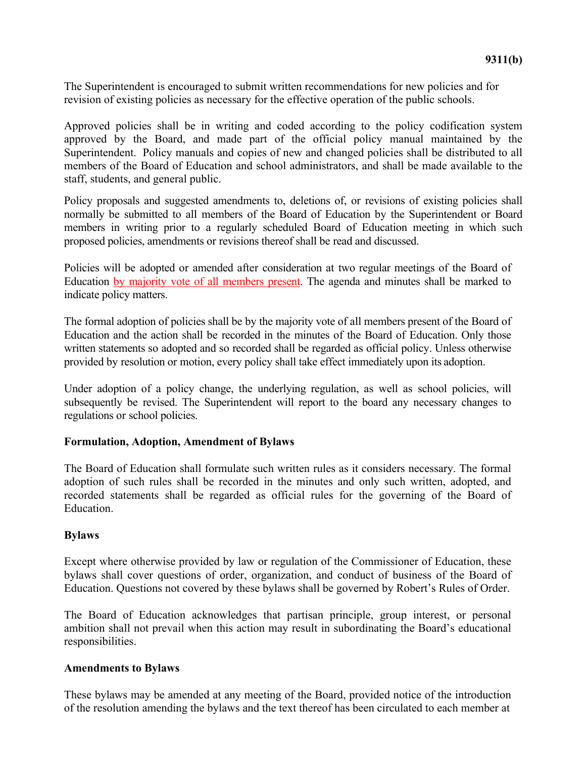The Superintendent is encouraged to submit written recommendations for new policies and for revision of existing policies as necessary for the effective operation of the public schools.

Approved policies shall be in writing and coded according to the policy codification system approved by the Board, and made part of the official policy manual maintained by the Superintendent. Policy manuals and copies of new and changed policies shall be distributed to all members of the Board of Education and school administrators, and shall be made available to the staff, students, and general public.

Policy proposals and suggested amendments to, deletions of, or revisions of existing policies shall normally be submitted to all members of the Board of Education by the Superintendent or Board members in writing prior to a regularly scheduled Board of Education meeting in which such proposed policies, amendments or revisions thereof shall be read and discussed.

Policies will be adopted or amended after consideration at two regular meetings of the Board of Education by majority vote of all members present. The agenda and minutes shall be marked to indicate policy matters.

The formal adoption of policies shall be by the majority vote of all members present of the Board of Education and the action shall be recorded in the minutes of the Board of Education. Only those written statements so adopted and so recorded shall be regarded as official policy. Unless otherwise provided by resolution or motion, every policy shall take effect immediately upon its adoption.

Under adoption of a policy change, the underlying regulation, as well as school policies, will subsequently be revised. The Superintendent will report to the board any necessary changes to regulations or school policies.

**Formulation, Adoption, Amendment of Bylaws**

The Board of Education shall formulate such written rules as it considers necessary. The formal adoption of such rules shall be recorded in the minutes and only such written, adopted, and recorded statements shall be regarded as official rules for the governing of the Board of Education.

**Bylaws**

Except where otherwise provided by law or regulation of the Commissioner of Education, these bylaws shall cover questions of order, organization, and conduct of business of the Board of Education. Questions not covered by these bylaws shall be governed by Robert's Rules of Order.

The Board of Education acknowledges that partisan principle, group interest, or personal ambition shall not prevail when this action may result in subordinating the Board's educational responsibilities.

**Amendments to Bylaws**

These bylaws may be amended at any meeting of the Board, provided notice of the introduction of the resolution amending the bylaws and the text thereof has been circulated to each member at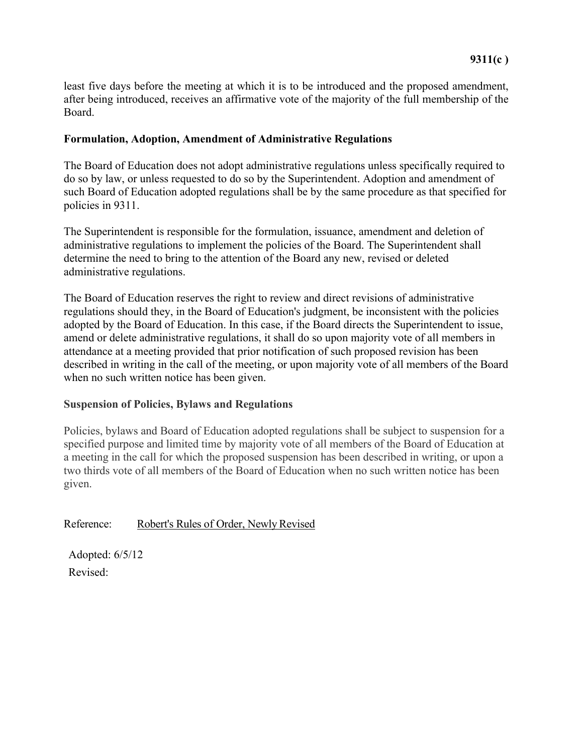least five days before the meeting at which it is to be introduced and the proposed amendment, after being introduced, receives an affirmative vote of the majority of the full membership of the Board.

**Formulation, Adoption, Amendment of Administrative Regulations**

The Board of Education does not adopt administrative regulations unless specifically required to do so by law, or unless requested to do so by the Superintendent. Adoption and amendment of such Board of Education adopted regulations shall be by the same procedure as that specified for policies in 9311.

The Superintendent is responsible for the formulation, issuance, amendment and deletion of administrative regulations to implement the policies of the Board. The Superintendent shall determine the need to bring to the attention of the Board any new, revised or deleted administrative regulations.

The Board of Education reserves the right to review and direct revisions of administrative regulations should they, in the Board of Education's judgment, be inconsistent with the policies adopted by the Board of Education. In this case, if the Board directs the Superintendent to issue, amend or delete administrative regulations, it shall do so upon majority vote of all members in attendance at a meeting provided that prior notification of such proposed revision has been described in writing in the call of the meeting, or upon majority vote of all members of the Board when no such written notice has been given.

**Suspension of Policies, Bylaws and Regulations**

Policies, bylaws and Board of Education adopted regulations shall be subject to suspension for a specified purpose and limited time by majority vote of all members of the Board of Education at a meeting in the call for which the proposed suspension has been described in writing, or upon a two thirds vote of all members of the Board of Education when no such written notice has been given.

Reference: Robert's Rules of Order, Newly Revised

Adopted: 6/5/12

Revised: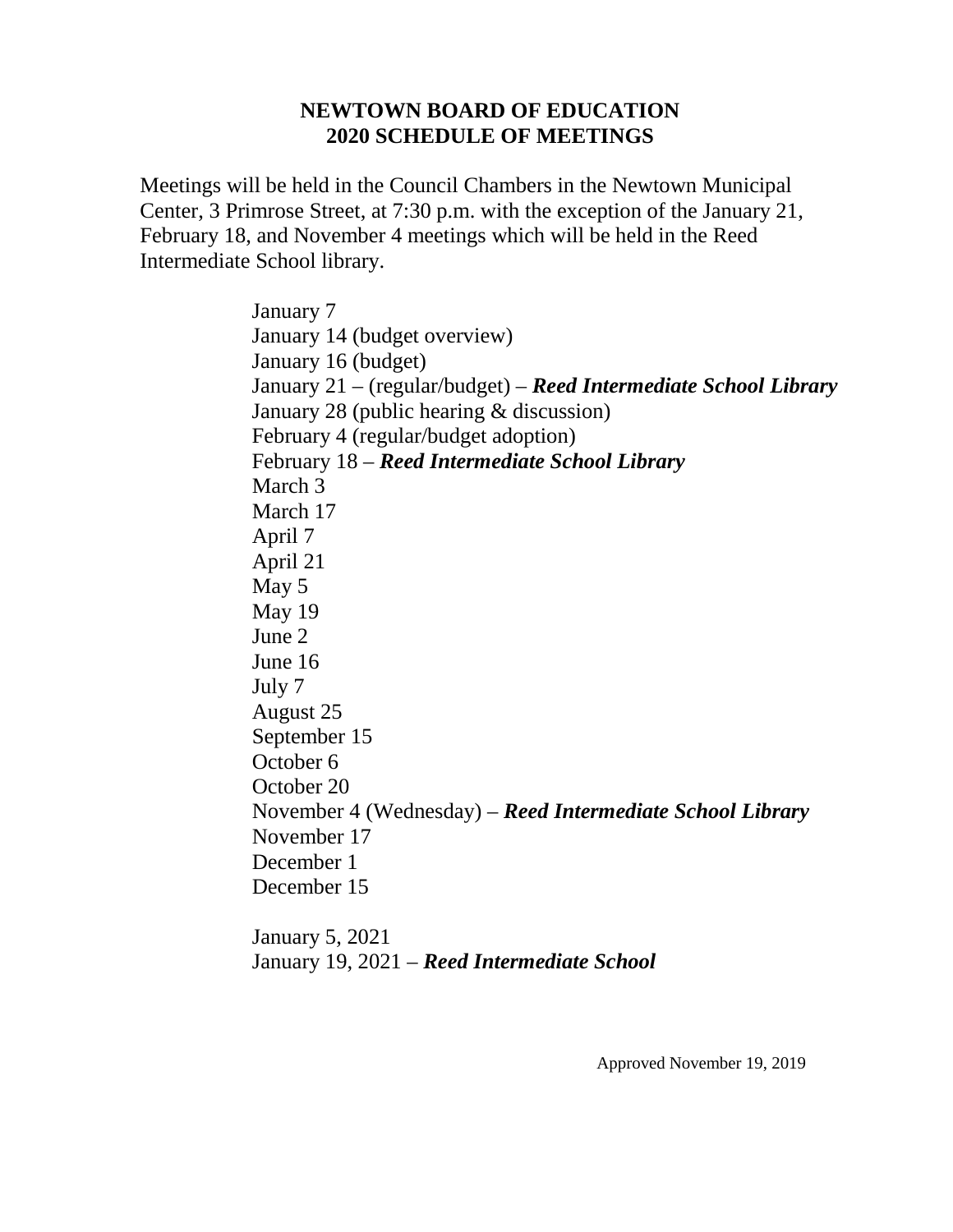# NEWTOWN BOARD OF EDUCATION
# 2020 SCHEDULE OF MEETINGS

Meetings will be held in the Council Chambers in the Newtown Municipal Center, 3 Primrose Street, at 7:30 p.m. with the exception of the January 21, February 18, and November 4 meetings which will be held in the Reed Intermediate School library.

January 7
January 14 (budget overview)
January 16 (budget)
January 21 – (regular/budget) – ***Reed Intermediate School Library***
January 28 (public hearing & discussion)
February 4 (regular/budget adoption)
February 18 – ***Reed Intermediate School Library***
March 3
March 17
April 7
April 21
May 5
May 19
June 2
June 16
July 7
August 25
September 15
October 6
October 20
November 4 (Wednesday) – ***Reed Intermediate School Library***
November 17
December 1
December 15

January 5, 2021
January 19, 2021 – ***Reed Intermediate School***

Approved November 19, 2019